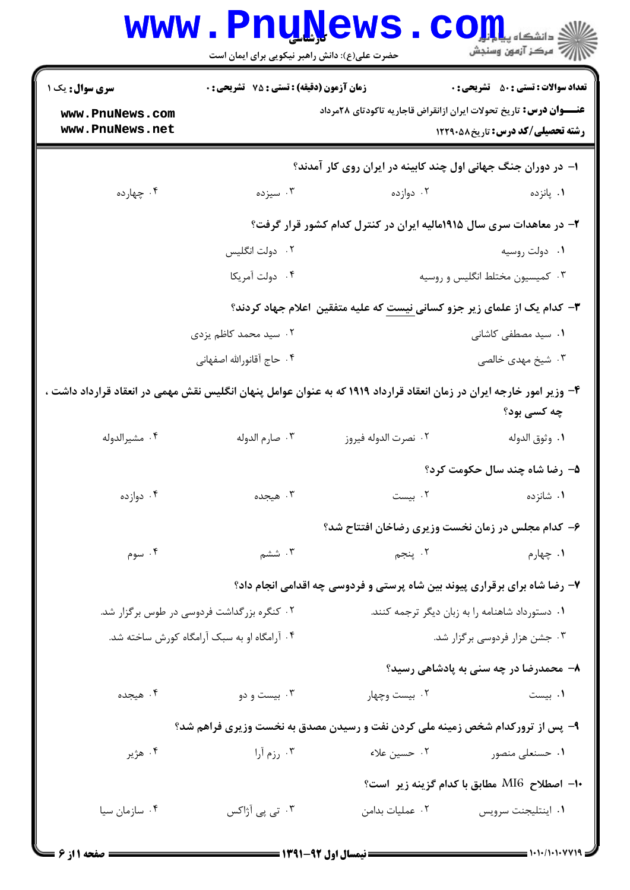**سری سوال:** یک ۱

**زمان آزمون (دقیقه) : تستی : ۷۵ تشریحی : ۰**

**تعداد سوالات : تستی : ۵۰ تشریحی : ۰**

**عنـــوان درس:** تاریخ تحولات ایران ازانقراض قاجاریه تاکودتای ۲۸مرداد

**رشته تحصیلی/کد درس:** تاریخ ۱۲۲۹۰۵۸

www.PnuNews.com
www.PnuNews.net

۱- در دوران جنگ جهانی اول چند کابینه در ایران روی کار آمدند؟

۱. پانزده
۲. دوازده
۳. سیزده
۴. چهارده

۲- در معاهدات سری سال ۱۹۱۵مالیه ایران در کنترل کدام کشور قرار گرفت؟

۱. دولت روسیه
۲. دولت انگلیس
۳. کمیسیون مختلط انگلیس و روسیه
۴. دولت آمریکا

۳- کدام یک از علمای زیر جزو کسانی نیست که علیه متفقین اعلام جهاد کردند؟

۱. سید مصطفی کاشانی
۲. سید محمد کاظم یزدی
۳. شیخ مهدی خالصی
۴. حاج آقانورالله اصفهانی

۴- وزیر امور خارجه ایران در زمان انعقاد قرارداد ۱۹۱۹ که به عنوان عوامل پنهان انگلیس نقش مهمی در انعقاد قرارداد داشت ، چه کسی بود؟

۱. وثوق الدوله
۲. نصرت الدوله فیروز
۳. صارم الدوله
۴. مشیرالدوله

۵- رضا شاه چند سال حکومت کرد؟

۱. شانزده
۲. بیست
۳. هیجده
۴. دوازده

۶- کدام مجلس در زمان نخست وزیری رضاخان افتتاح شد؟

۱. چهارم
۲. پنجم
۳. ششم
۴. سوم

۷- رضا شاه برای برقراری پیوند بین شاه پرستی و فردوسی چه اقدامی انجام داد؟

۱. دستورداد شاهنامه را به زبان دیگر ترجمه کنند.
۲. کنگره بزرگداشت فردوسی در طوس برگزار شد.
۳. جشن هزار فردوسی برگزار شد.
۴. آرامگاه او به سبک آرامگاه کورش ساخته شد.

۸- محمدرضا در چه سنی به پادشاهی رسید؟

۱. بیست
۲. بیست وچهار
۳. بیست و دو
۴. هیجده

۹- پس از ترورکدام شخص زمینه ملی کردن نفت و رسیدن مصدق به نخست وزیری فراهم شد؟

۱. حسنعلی منصور
۲. حسین علاء
۳. رزم آرا
۴. هژیر

۱۰- اصطلاح MI6 مطابق با کدام گزینه زیر است؟

۱. اینتلیجنت سرویس
۲. عملیات بدامن
۳. تی پی آژاکس
۴. سازمان سیا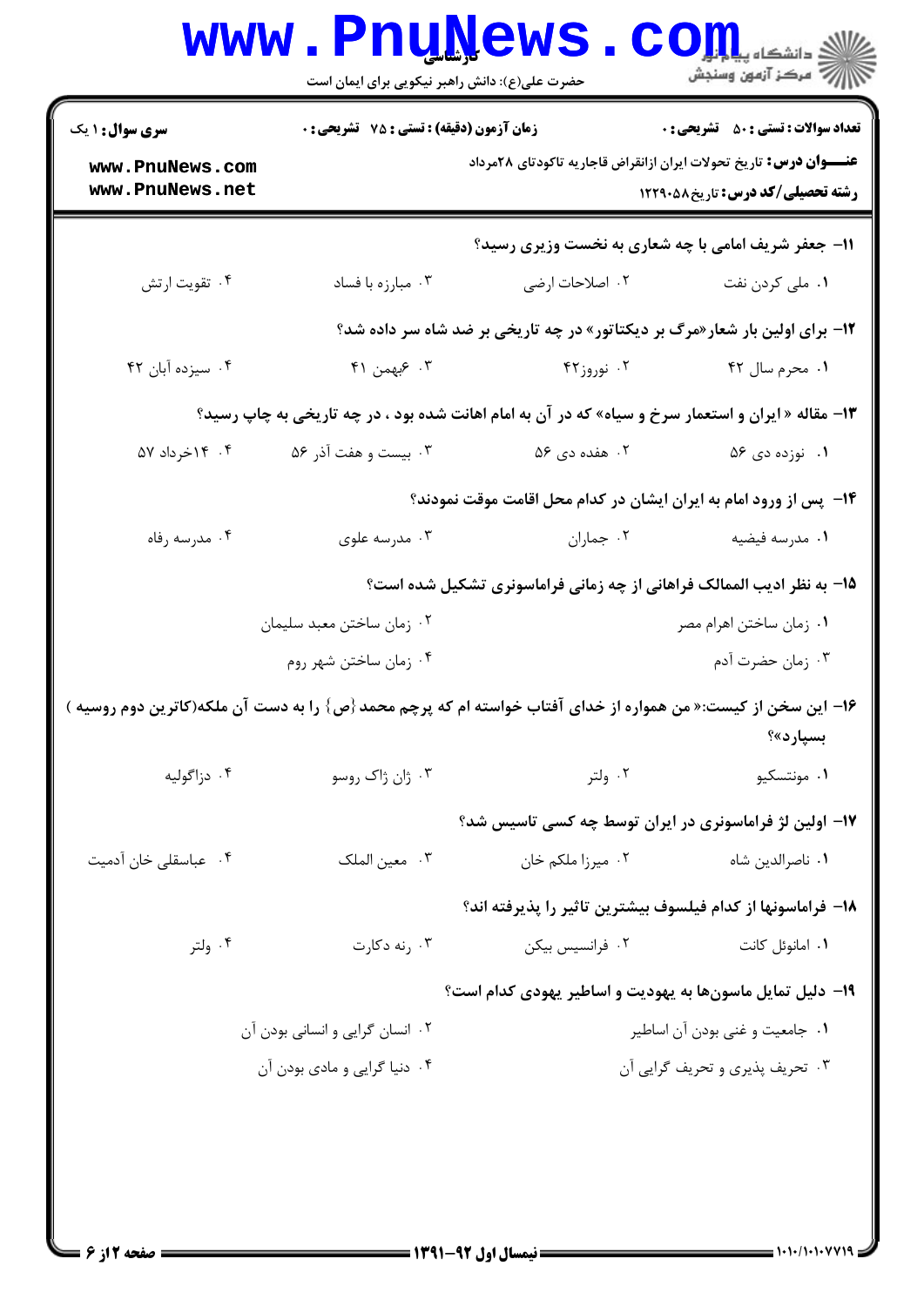**سری سوال:** ۱ یک | **زمان آزمون (دقیقه) : تستی :** ۷۵ **تشریحی :** ۰ | **تعداد سوالات : تستی :** ۵۰ **تشریحی :** ۰

**عنـــوان درس:** تاریخ تحولات ایران ازانقراض قاجاریه تاکودتای ۲۸مرداد

**رشته تحصیلی/کد درس:** تاریخ۱۲۲۹۰۵۸

۱۱- جعفر شریف امامی با چه شعاری به نخست وزیری رسید؟

۱. ملی کردن نفت
۲. اصلاحات ارضی
۳. مبارزه با فساد
۴. تقویت ارتش

۱۲- برای اولین بار شعار«مرگ بر دیکتاتور» در چه تاریخی بر ضد شاه سر داده شد؟

۱. محرم سال ۴۲
۲. نوروز۴۲
۳. ۶بهمن ۴۱
۴. سیزده آبان ۴۲

۱۳- مقاله « ایران و استعمار سرخ و سیاه» که در آن به امام اهانت شده بود ، در چه تاریخی به چاپ رسید؟

۱. نوزده دی ۵۶
۲. هفده دی ۵۶
۳. بیست و هفت آذر ۵۶
۴. ۱۴خرداد ۵۷

۱۴- پس از ورود امام به ایران ایشان در کدام محل اقامت موقت نمودند؟

۱. مدرسه فیضیه
۲. جماران
۳. مدرسه علوی
۴. مدرسه رفاه

۱۵- به نظر ادیب الممالک فراهانی از چه زمانی فراماسونری تشکیل شده است؟

۱. زمان ساختن اهرام مصر
۲. زمان ساختن معبد سلیمان
۳. زمان حضرت آدم
۴. زمان ساختن شهر روم

۱۶- این سخن از کیست:« من همواره از خدای آفتاب خواسته ام که پرچم محمد {ص} را به دست آن ملکه(کاترین دوم روسیه ) بسپارد»؟

۱. مونتسکیو
۲. ولتر
۳. ژان ژاک روسو
۴. دزاگولیه

۱۷- اولین لژ فراماسونری در ایران توسط چه کسی تاسیس شد؟

۱. ناصرالدین شاه
۲. میرزا ملکم خان
۳. معین الملک
۴. عباسقلی خان آدمیت

۱۸- فراماسونها از کدام فیلسوف بیشترین تاثیر را پذیرفته اند؟

۱. امانوئل کانت
۲. فرانسیس بیکن
۳. رنه دکارت
۴. ولتر

۱۹- دلیل تمایل ماسون‌ها به یهودیت و اساطیر یهودی کدام است؟

۱. جامعیت و غنی بودن آن اساطیر
۲. انسان گرایی و انسانی بودن آن
۳. تحریف پذیری و تحریف گرایی آن
۴. دنیا گرایی و مادی بودن آن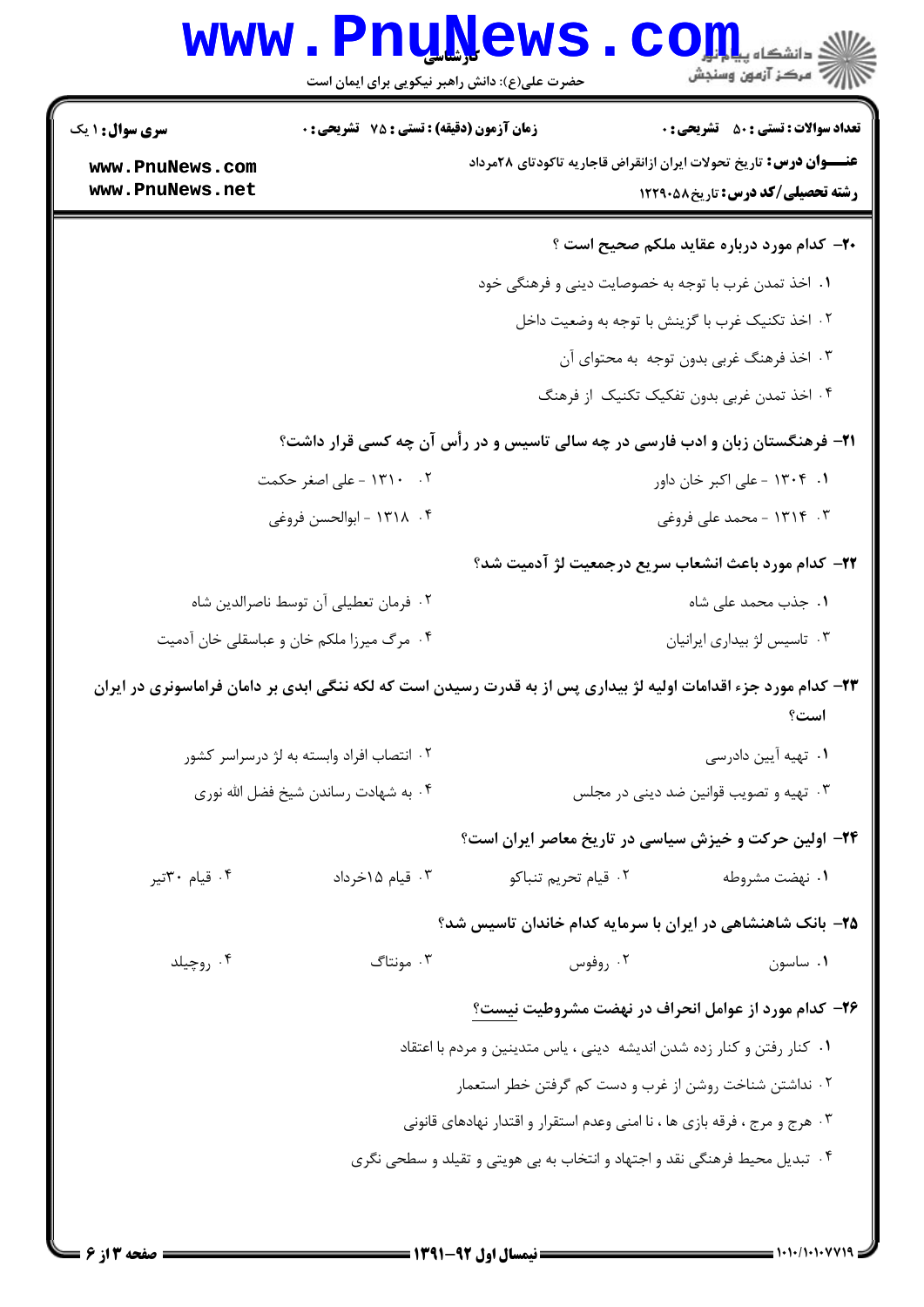**سری سوال:** ۱ یک | **زمان آزمون (دقیقه) : تستی :** ۷۵ **تشریحی :** ۰ | **تعداد سوالات : تستی :** ۵۰ **تشریحی :** ۰

**عنـــوان درس:** تاریخ تحولات ایران ازانقراض قاجاریه تاکودتای ۲۸مرداد

**رشته تحصیلی/کد درس:** تاریخ۱۲۲۹۰۵۸

**۲۰- کدام مورد درباره عقاید ملکم صحیح است ؟**

۱. اخذ تمدن غرب با توجه به خصوصیت دینی و فرهنگی خود

۲. اخذ تکنیک غرب با گزینش با توجه به وضعیت داخل

۳. اخذ فرهنگ غربی بدون توجه به محتوای آن

۴. اخذ تمدن غربی بدون تفکیک تکنیک از فرهنگ

**۲۱- فرهنگستان زبان و ادب فارسی در چه سالی تاسیس و در رأس آن چه کسی قرار داشت؟**

۱. ۱۳۰۴ - علی اکبر خان داور

۲. ۱۳۱۰ - علی اصغر حکمت

۳. ۱۳۱۴ - محمد علی فروغی

۴. ۱۳۱۸ - ابوالحسن فروغی

**۲۲- کدام مورد باعث انشعاب سریع درجمعیت لژ آدمیت شد؟**

۱. جذب محمد علی شاه

۲. فرمان تعطیلی آن توسط ناصرالدین شاه

۳. تاسیس لژ بیداری ایرانیان

۴. مرگ میرزا ملکم خان و عباسقلی خان آدمیت

**۲۳- کدام مورد جزء اقدامات اولیه لژ بیداری پس از به قدرت رسیدن است که لکه ننگی ابدی بر دامان فراماسونری در ایران است؟**

۱. تهیه آیین دادرسی

۲. انتصاب افراد وابسته به لژ درسراسر کشور

۳. تهیه و تصویب قوانین ضد دینی در مجلس

۴. به شهادت رساندن شیخ فضل الله نوری

**۲۴- اولین حرکت و خیزش سیاسی در تاریخ معاصر ایران است؟**

۱. نهضت مشروطه

۲. قیام تحریم تنباکو

۳. قیام ۱۵خرداد

۴. قیام ۳۰تیر

**۲۵- بانک شاهنشاهی در ایران با سرمایه کدام خاندان تاسیس شد؟**

۱. ساسون

۲. روفوس

۳. مونتاگ

۴. روچیلد

**۲۶- کدام مورد از عوامل انحراف در نهضت مشروطیت نیست؟**

۱. کنار رفتن و کنار زده شدن اندیشه دینی ، یاس متدینین و مردم با اعتقاد

۲. نداشتن شناخت روشن از غرب و دست کم گرفتن خطر استعمار

۳. هرج و مرج ، فرقه بازی ها ، نا امنی وعدم استقرار و اقتدار نهادهای قانونی

۴. تبدیل محیط فرهنگی نقد و اجتهاد و انتخاب به بی هویتی و تقیلد و سطحی نگری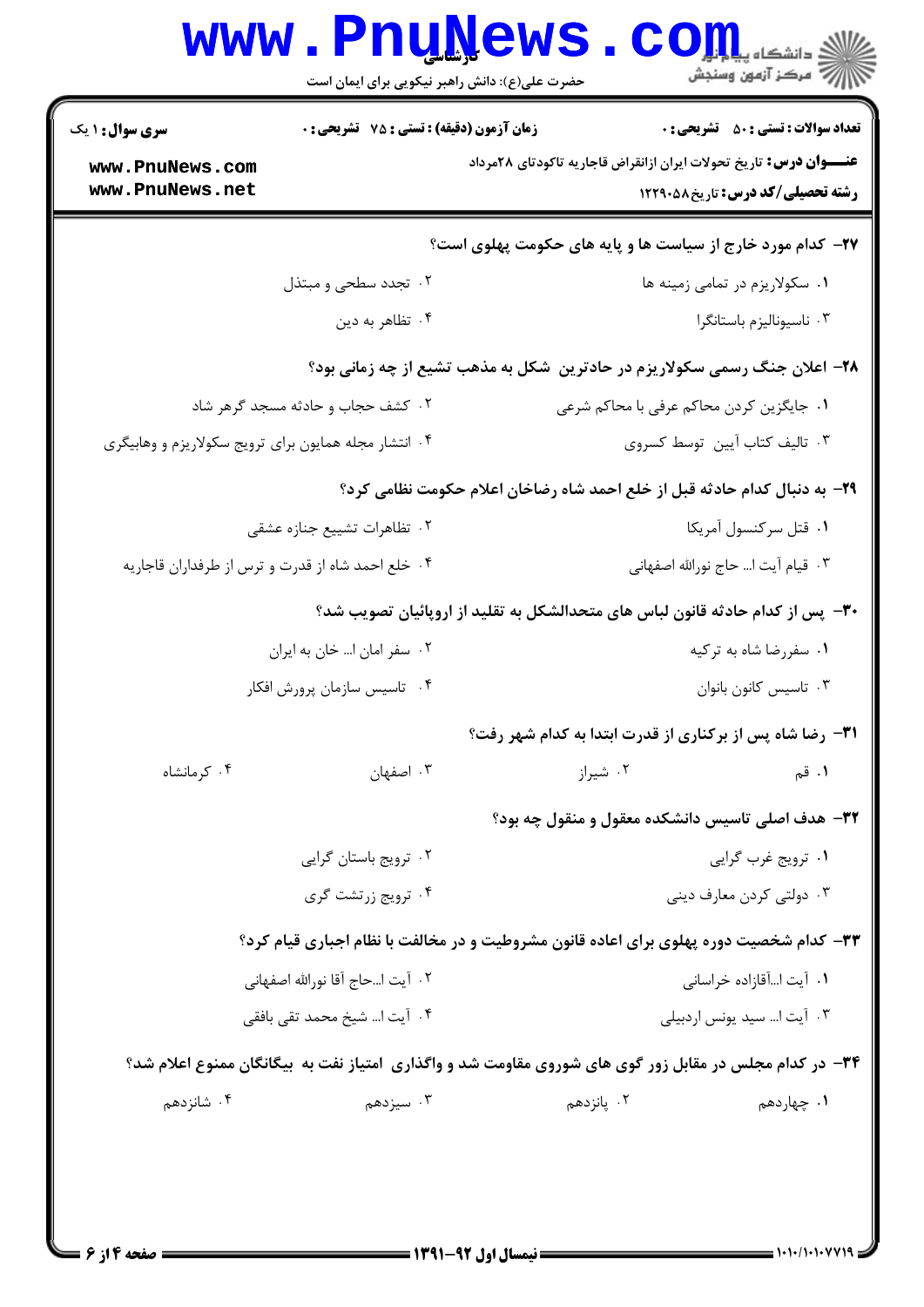۲۷- کدام مورد خارج از سیاست ها و پایه های حکومت پهلوی است؟

۱. سکولاریزم در تمامی زمینه ها

۲. تجدد سطحی و مبتذل

۳. ناسیونالیزم باستانگرا

۴. تظاهر به دین

۲۸- اعلان جنگ رسمی سکولاریزم در حادترین شکل به مذهب تشیع از چه زمانی بود؟

۱. جایگزین کردن محاکم عرفی با محاکم شرعی

۲. کشف حجاب و حادثه مسجد گرهر شاد

۳. تالیف کتاب آیین توسط کسروی

۴. انتشار مجله همایون برای ترویج سکولاریزم و وهابیگری

۲۹- به دنبال کدام حادثه قبل از خلع احمد شاه رضاخان اعلام حکومت نظامی کرد؟

۱. قتل سرکنسول آمریکا

۲. تظاهرات تشییع جنازه عشقی

۳. قیام آیت ا... حاج نورالله اصفهانی

۴. خلع احمد شاه از قدرت و ترس از طرفداران قاجاریه

۳۰- پس از کدام حادثه قانون لباس های متحدالشکل به تقلید از اروپائیان تصویب شد؟

۱. سفررضا شاه به ترکیه

۲. سفر امان ا... خان به ایران

۳. تاسیس کانون بانوان

۴. تاسیس سازمان پرورش افکار

۳۱- رضا شاه پس از برکناری از قدرت ابتدا به کدام شهر رفت؟

۱. قم

۲. شیراز

۳. اصفهان

۴. کرمانشاه

۳۲- هدف اصلی تاسیس دانشکده معقول و منقول چه بود؟

۱. ترویج غرب گرایی

۲. ترویج باستان گرایی

۳. دولتی کردن معارف دینی

۴. ترویج زرتشت گری

۳۳- کدام شخصیت دوره پهلوی برای اعاده قانون مشروطیت و در مخالفت با نظام اجباری قیام کرد؟

۱. آیت ا...آقازاده خراسانی

۲. آیت ا...حاج آقا نورالله اصفهانی

۳. آیت ا... سید یونس اردبیلی

۴. آیت ا... شیخ محمد تقی بافقی

۳۴- در کدام مجلس در مقابل زور گوی های شوروی مقاومت شد و واگذاری امتیاز نفت به بیگانگان ممنوع اعلام شد؟

۱. چهاردهم

۲. پانزدهم

۳. سیزدهم

۴. شانزدهم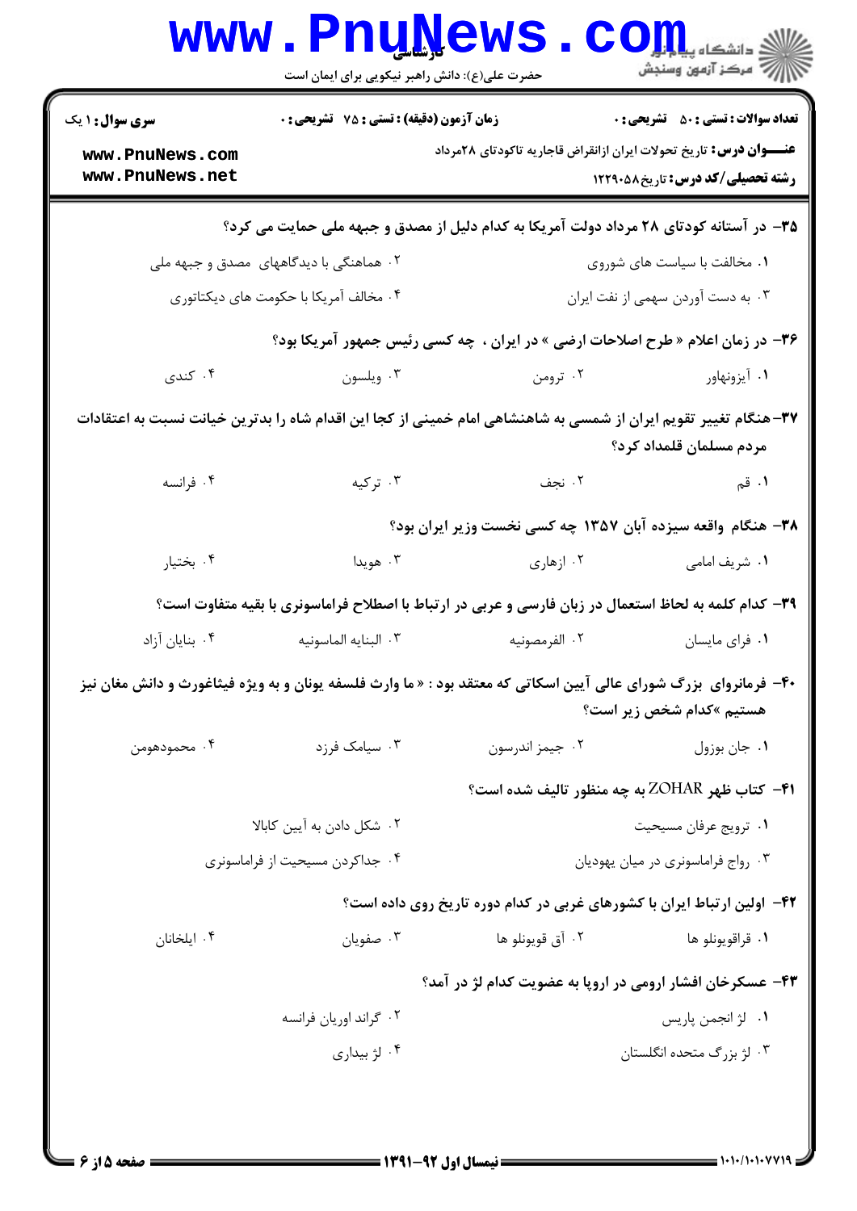**۳۵- در آستانه کودتای ۲۸ مرداد دولت آمریکا به کدام دلیل از مصدق و جبهه ملی حمایت می کرد؟**

۱. مخالفت با سیاست های شوروی

۲. هماهنگی با دیدگاههای مصدق و جبهه ملی

۳. به دست آوردن سهمی از نفت ایران

۴. مخالف آمریکا با حکومت های دیکتاتوری

**۳۶- در زمان اعلام « طرح اصلاحات ارضی » در ایران ، چه کسی رئیس جمهور آمریکا بود؟**

۱. آیزنهاور

۲. ترومن

۳. ویلسون

۴. کندی

**۳۷- هنگام تغییر تقویم ایران از شمسی به شاهنشاهی امام خمینی از کجا این اقدام شاه را بدترین خیانت نسبت به اعتقادات مردم مسلمان قلمداد کرد؟**

۱. قم

۲. نجف

۳. ترکیه

۴. فرانسه

**۳۸- هنگام واقعه سیزده آبان ۱۳۵۷ چه کسی نخست وزیر ایران بود؟**

۱. شریف امامی

۲. ازهاری

۳. هویدا

۴. بختیار

**۳۹- کدام کلمه به لحاظ استعمال در زبان فارسی و عربی در ارتباط با اصطلاح فراماسونری با بقیه متفاوت است؟**

۱. فرای مایسان

۲. الفرمصونیه

۳. البنایه الماسونیه

۴. بنایان آزاد

**۴۰- فرمانروای بزرگ شورای عالی آیین اسکاتی که معتقد بود : « ما وارث فلسفه یونان و به ویژه فیثاغورث و دانش مغان نیز هستیم »کدام شخص زیر است؟**

۱. جان بوزول

۲. جیمز اندرسون

۳. سیامک فرزد

۴. محمودهومن

**۴۱- کتاب ظهر ZOHAR به چه منظور تالیف شده است؟**

۱. ترویج عرفان مسیحیت

۲. شکل دادن به آیین کابالا

۳. رواج فراماسونری در میان یهودیان

۴. جداکردن مسیحیت از فراماسونری

**۴۲- اولین ارتباط ایران با کشورهای غربی در کدام دوره تاریخ روی داده است؟**

۱. قراقویونلو ها

۲. آق قویونلو ها

۳. صفویان

۴. ایلخانان

**۴۳- عسکرخان افشار ارومی در اروپا به عضویت کدام لژ در آمد؟**

۱. لژ انجمن پاریس

۲. گراند اوریان فرانسه

۳. لژ بزرگ متحده انگلستان

۴. لژ بیداری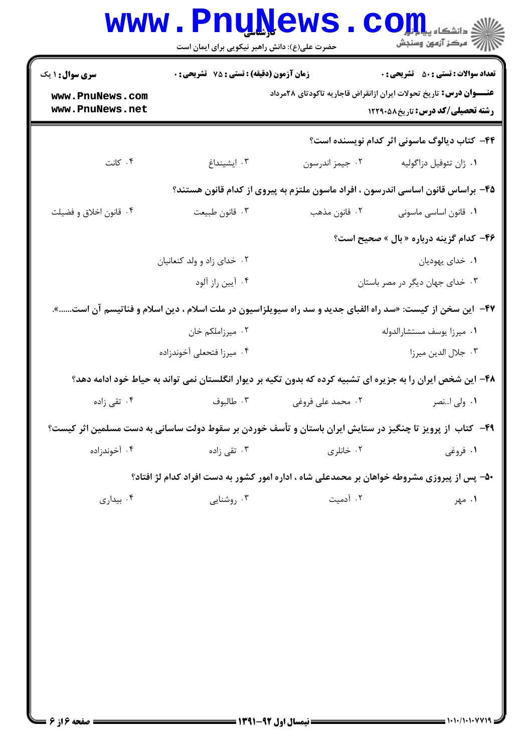۴۴- کتاب دیالوگ ماسونی اثر کدام نویسنده است؟

۱. ژان تئوفیل دزاگولیه
۲. جیمز اندرسون
۳. ایشینداغ
۴. کانت

۴۵- براساس قانون اساسی اندرسون ، افراد ماسون ملتزم به پیروی از کدام قانون هستند؟

۱. قانون اساسی ماسونی
۲. قانون مذهب
۳. قانون طبیعت
۴. قانون اخلاق و فضیلت

۴۶- کدام گزینه درباره « بال » صحیح است؟

۱. خدای یهودیان
۲. خدای زاد و ولد کنعانیان
۳. خدای جهان دیگر در مصر باستان
۴. آیین راز آلود

۴۷- این سخن از کیست: «سد راه الفبای جدید و سد راه سیویلزاسیون در ملت اسلام ، دین اسلام و فناتیسم آن است......».

۱. میرزا یوسف مستشارالدوله
۲. میرزاملکم خان
۳. جلال الدین میرزا
۴. میرزا فتحعلی آخوندزاده

۴۸- این شخص ایران را به جزیره ای تشبیه کرده که بدون تکیه بر دیوار انگلستان نمی تواند به حیاط خود ادامه دهد؟

۱. ولی ا...نصر
۲. محمد علی فروغی
۳. طالبوف
۴. تقی زاده

۴۹- کتاب از پرویز تا چنگیز در ستایش ایران باستان و تأسف خوردن بر سقوط دولت ساسانی به دست مسلمین اثر کیست؟

۱. فروغی
۲. خانلری
۳. تقی زاده
۴. آخوندزاده

۵۰- پس از پیروزی مشروطه خواهان بر محمدعلی شاه ، اداره امور کشور به دست افراد کدام لژ افتاد؟

۱. مهر
۲. آدمیت
۳. روشنایی
۴. بیداری